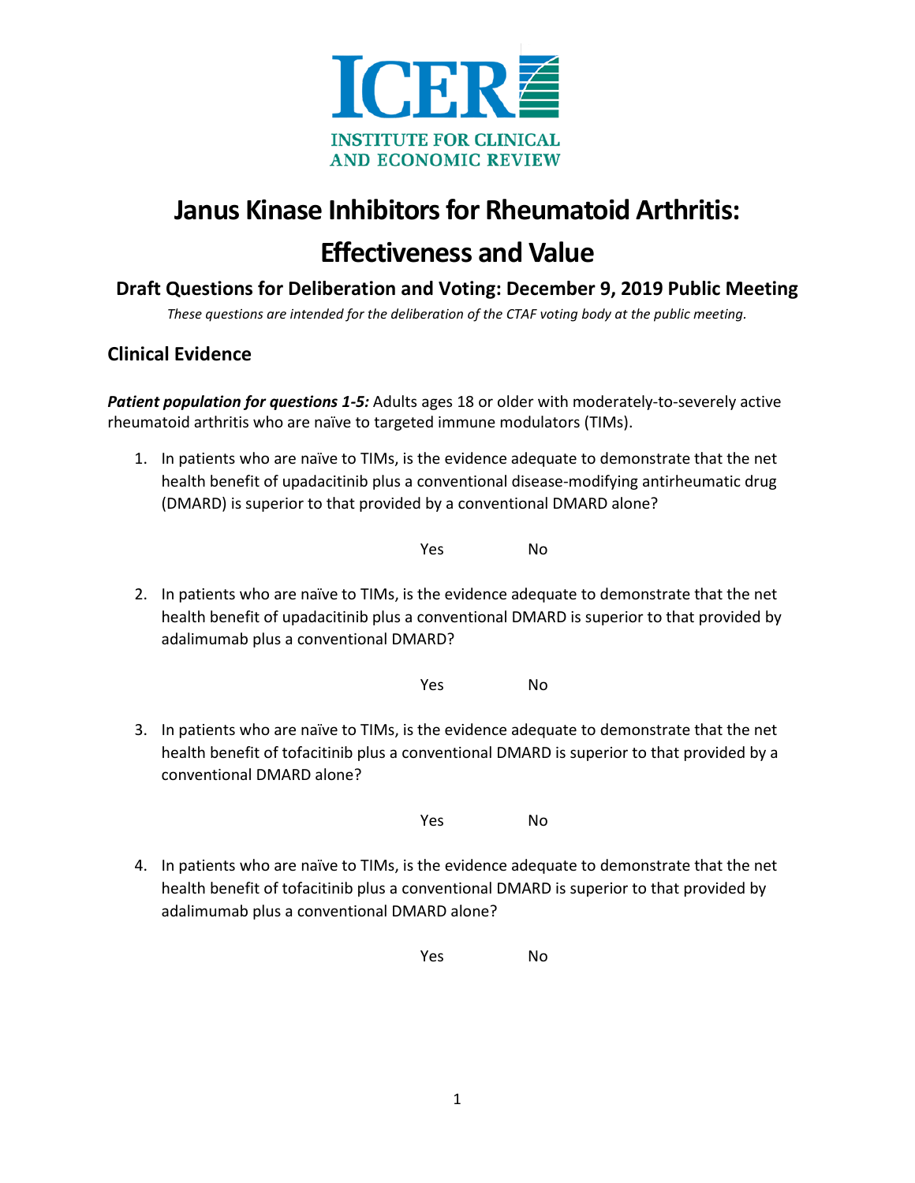ICER

INSTITUTE FOR CLINICAL AND ECONOMIC REVIEW

# Janus Kinase Inhibitors for Rheumatoid Arthritis: Effectiveness and Value

### Draft Questions for Deliberation and Voting: December 9, 2019 Public Meeting

*These questions are intended for the deliberation of the CTAF voting body at the public meeting.*

## Clinical Evidence

***Patient population for questions 1-5:*** Adults ages 18 or older with moderately-to-severely active rheumatoid arthritis who are naïve to targeted immune modulators (TIMs).

1. In patients who are naïve to TIMs, is the evidence adequate to demonstrate that the net health benefit of upadacitinib plus a conventional disease-modifying antirheumatic drug (DMARD) is superior to that provided by a conventional DMARD alone?

   Yes No

2. In patients who are naïve to TIMs, is the evidence adequate to demonstrate that the net health benefit of upadacitinib plus a conventional DMARD is superior to that provided by adalimumab plus a conventional DMARD?

   Yes No

3. In patients who are naïve to TIMs, is the evidence adequate to demonstrate that the net health benefit of tofacitinib plus a conventional DMARD is superior to that provided by a conventional DMARD alone?

   Yes No

4. In patients who are naïve to TIMs, is the evidence adequate to demonstrate that the net health benefit of tofacitinib plus a conventional DMARD is superior to that provided by adalimumab plus a conventional DMARD alone?

   Yes No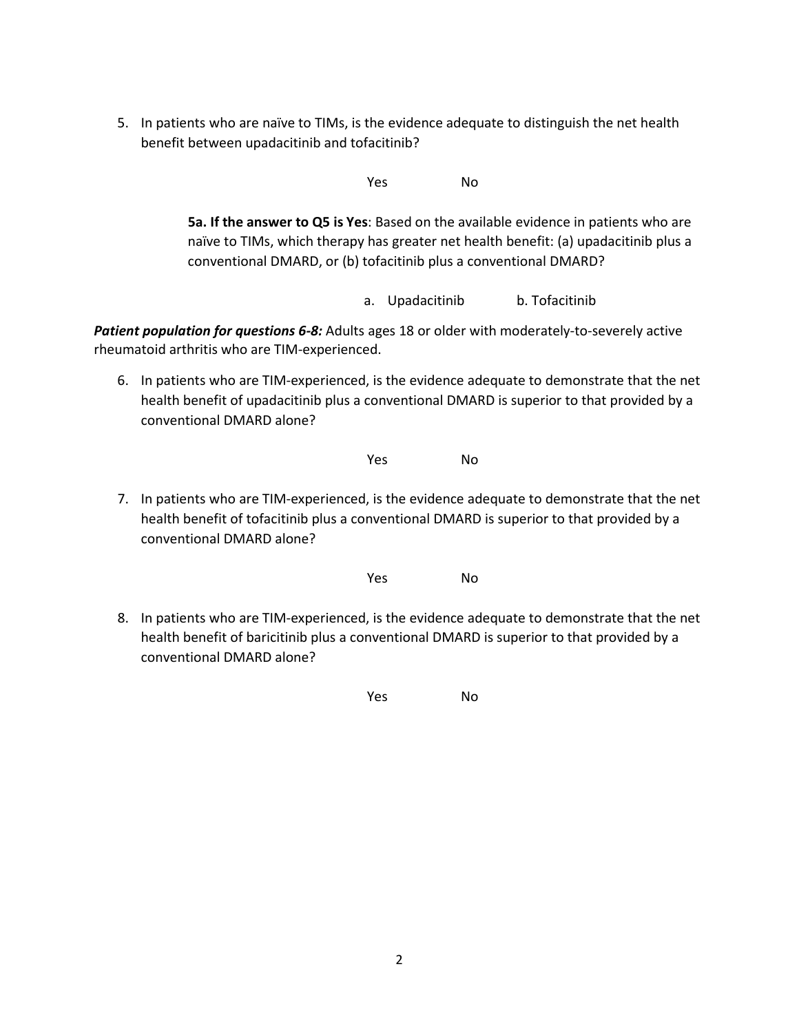5. In patients who are naïve to TIMs, is the evidence adequate to distinguish the net health benefit between upadacitinib and tofacitinib?

   Yes No

   **5a. If the answer to Q5 is Yes**: Based on the available evidence in patients who are naïve to TIMs, which therapy has greater net health benefit: (a) upadacitinib plus a conventional DMARD, or (b) tofacitinib plus a conventional DMARD?

   a. Upadacitinib b. Tofacitinib

***Patient population for questions 6-8:*** Adults ages 18 or older with moderately-to-severely active rheumatoid arthritis who are TIM-experienced.

6. In patients who are TIM-experienced, is the evidence adequate to demonstrate that the net health benefit of upadacitinib plus a conventional DMARD is superior to that provided by a conventional DMARD alone?

   Yes No

7. In patients who are TIM-experienced, is the evidence adequate to demonstrate that the net health benefit of tofacitinib plus a conventional DMARD is superior to that provided by a conventional DMARD alone?

   Yes No

8. In patients who are TIM-experienced, is the evidence adequate to demonstrate that the net health benefit of baricitinib plus a conventional DMARD is superior to that provided by a conventional DMARD alone?

   Yes No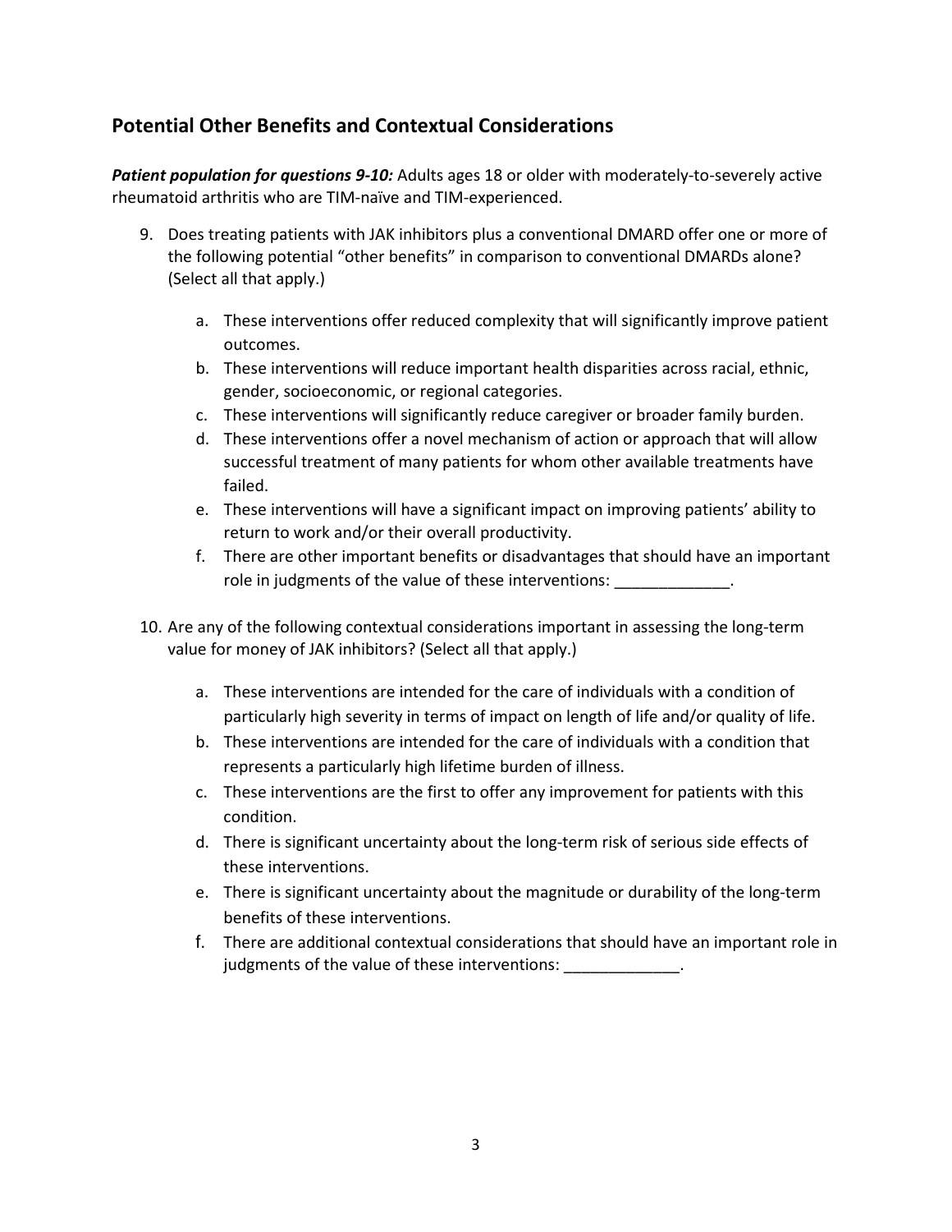## Potential Other Benefits and Contextual Considerations

***Patient population for questions 9-10:*** Adults ages 18 or older with moderately-to-severely active rheumatoid arthritis who are TIM-naïve and TIM-experienced.

9. Does treating patients with JAK inhibitors plus a conventional DMARD offer one or more of the following potential "other benefits" in comparison to conventional DMARDs alone? (Select all that apply.)

   a. These interventions offer reduced complexity that will significantly improve patient outcomes.
   
   b. These interventions will reduce important health disparities across racial, ethnic, gender, socioeconomic, or regional categories.
   
   c. These interventions will significantly reduce caregiver or broader family burden.
   
   d. These interventions offer a novel mechanism of action or approach that will allow successful treatment of many patients for whom other available treatments have failed.
   
   e. These interventions will have a significant impact on improving patients' ability to return to work and/or their overall productivity.
   
   f. There are other important benefits or disadvantages that should have an important role in judgments of the value of these interventions: _____________.

10. Are any of the following contextual considerations important in assessing the long-term value for money of JAK inhibitors? (Select all that apply.)

    a. These interventions are intended for the care of individuals with a condition of particularly high severity in terms of impact on length of life and/or quality of life.
    
    b. These interventions are intended for the care of individuals with a condition that represents a particularly high lifetime burden of illness.
    
    c. These interventions are the first to offer any improvement for patients with this condition.
    
    d. There is significant uncertainty about the long-term risk of serious side effects of these interventions.
    
    e. There is significant uncertainty about the magnitude or durability of the long-term benefits of these interventions.
    
    f. There are additional contextual considerations that should have an important role in judgments of the value of these interventions: _____________.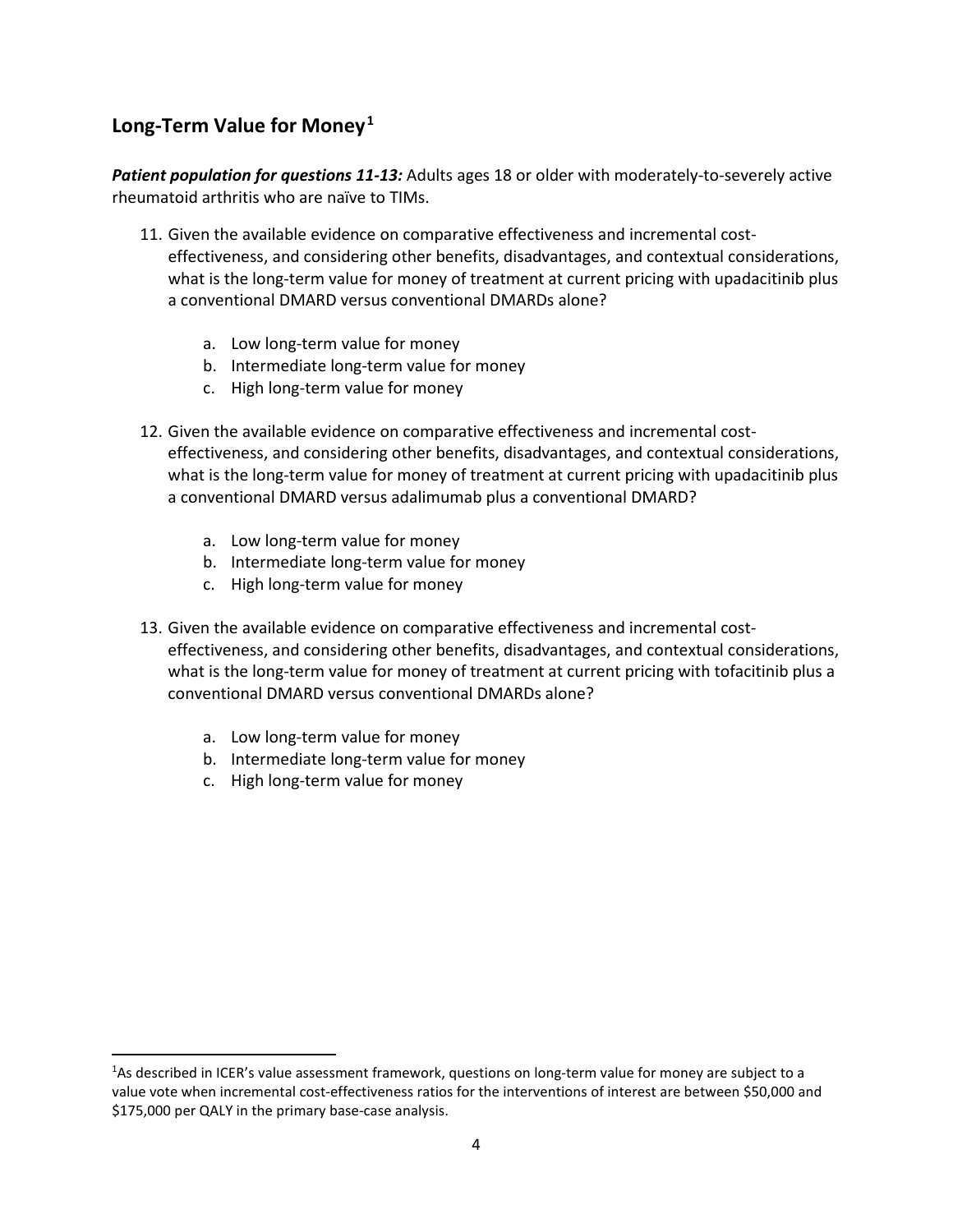## Long-Term Value for Money[1]

***Patient population for questions 11-13:*** Adults ages 18 or older with moderately-to-severely active rheumatoid arthritis who are naïve to TIMs.

11. Given the available evidence on comparative effectiveness and incremental cost-effectiveness, and considering other benefits, disadvantages, and contextual considerations, what is the long-term value for money of treatment at current pricing with upadacitinib plus a conventional DMARD versus conventional DMARDs alone?

    a. Low long-term value for money
    b. Intermediate long-term value for money
    c. High long-term value for money

12. Given the available evidence on comparative effectiveness and incremental cost-effectiveness, and considering other benefits, disadvantages, and contextual considerations, what is the long-term value for money of treatment at current pricing with upadacitinib plus a conventional DMARD versus adalimumab plus a conventional DMARD?

    a. Low long-term value for money
    b. Intermediate long-term value for money
    c. High long-term value for money

13. Given the available evidence on comparative effectiveness and incremental cost-effectiveness, and considering other benefits, disadvantages, and contextual considerations, what is the long-term value for money of treatment at current pricing with tofacitinib plus a conventional DMARD versus conventional DMARDs alone?

    a. Low long-term value for money
    b. Intermediate long-term value for money
    c. High long-term value for money

---

[1]As described in ICER's value assessment framework, questions on long-term value for money are subject to a value vote when incremental cost-effectiveness ratios for the interventions of interest are between $50,000 and $175,000 per QALY in the primary base-case analysis.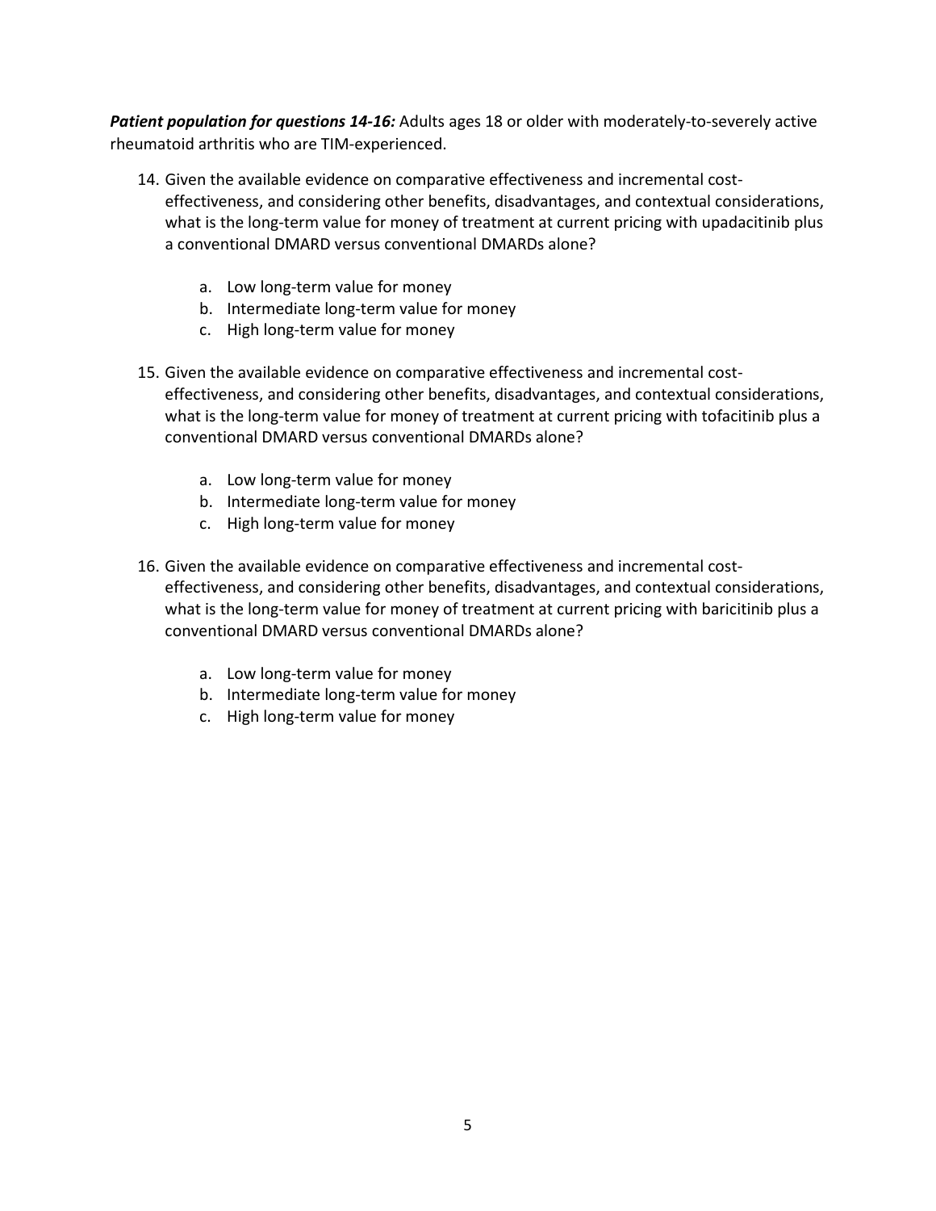***Patient population for questions 14-16:*** Adults ages 18 or older with moderately-to-severely active rheumatoid arthritis who are TIM-experienced.

14. Given the available evidence on comparative effectiveness and incremental cost-effectiveness, and considering other benefits, disadvantages, and contextual considerations, what is the long-term value for money of treatment at current pricing with upadacitinib plus a conventional DMARD versus conventional DMARDs alone?

    a. Low long-term value for money
    b. Intermediate long-term value for money
    c. High long-term value for money

15. Given the available evidence on comparative effectiveness and incremental cost-effectiveness, and considering other benefits, disadvantages, and contextual considerations, what is the long-term value for money of treatment at current pricing with tofacitinib plus a conventional DMARD versus conventional DMARDs alone?

    a. Low long-term value for money
    b. Intermediate long-term value for money
    c. High long-term value for money

16. Given the available evidence on comparative effectiveness and incremental cost-effectiveness, and considering other benefits, disadvantages, and contextual considerations, what is the long-term value for money of treatment at current pricing with baricitinib plus a conventional DMARD versus conventional DMARDs alone?

    a. Low long-term value for money
    b. Intermediate long-term value for money
    c. High long-term value for money